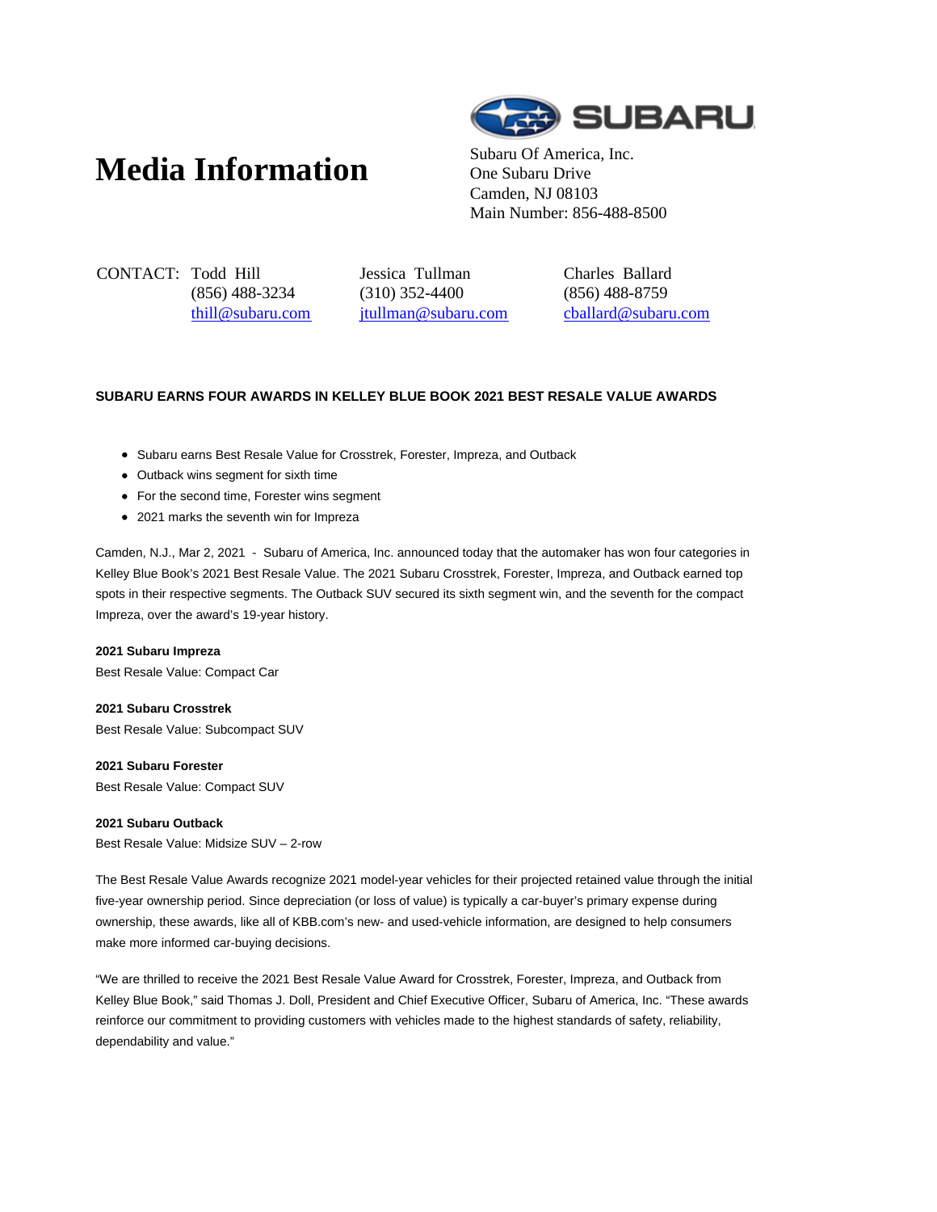# Media Information

SUBARU

Subaru Of America, Inc.
One Subaru Drive
Camden, NJ 08103
Main Number: 856-488-8500

CONTACT: Todd Hill
(856) 488-3234
thill@subaru.com

Jessica Tullman
(310) 352-4400
jtullman@subaru.com

Charles Ballard
(856) 488-8759
cballard@subaru.com

**SUBARU EARNS FOUR AWARDS IN KELLEY BLUE BOOK 2021 BEST RESALE VALUE AWARDS**

- Subaru earns Best Resale Value for Crosstrek, Forester, Impreza, and Outback
- Outback wins segment for sixth time
- For the second time, Forester wins segment
- 2021 marks the seventh win for Impreza

Camden, N.J., Mar 2, 2021 - Subaru of America, Inc. announced today that the automaker has won four categories in Kelley Blue Book's 2021 Best Resale Value. The 2021 Subaru Crosstrek, Forester, Impreza, and Outback earned top spots in their respective segments. The Outback SUV secured its sixth segment win, and the seventh for the compact Impreza, over the award's 19-year history.

**2021 Subaru Impreza**
Best Resale Value: Compact Car

**2021 Subaru Crosstrek**
Best Resale Value: Subcompact SUV

**2021 Subaru Forester**
Best Resale Value: Compact SUV

**2021 Subaru Outback**
Best Resale Value: Midsize SUV – 2-row

The Best Resale Value Awards recognize 2021 model-year vehicles for their projected retained value through the initial five-year ownership period. Since depreciation (or loss of value) is typically a car-buyer's primary expense during ownership, these awards, like all of KBB.com's new- and used-vehicle information, are designed to help consumers make more informed car-buying decisions.

"We are thrilled to receive the 2021 Best Resale Value Award for Crosstrek, Forester, Impreza, and Outback from Kelley Blue Book," said Thomas J. Doll, President and Chief Executive Officer, Subaru of America, Inc. "These awards reinforce our commitment to providing customers with vehicles made to the highest standards of safety, reliability, dependability and value."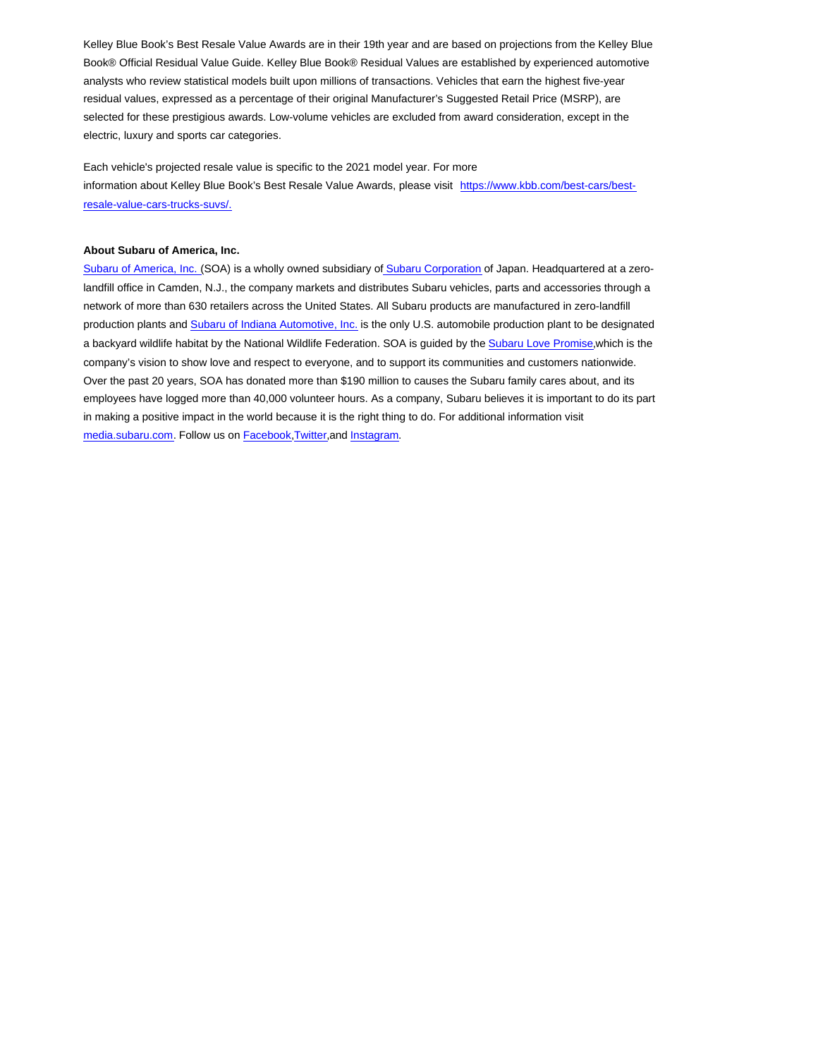Kelley Blue Book's Best Resale Value Awards are in their 19th year and are based on projections from the Kelley Blue Book® Official Residual Value Guide. Kelley Blue Book® Residual Values are established by experienced automotive analysts who review statistical models built upon millions of transactions. Vehicles that earn the highest five-year residual values, expressed as a percentage of their original Manufacturer's Suggested Retail Price (MSRP), are selected for these prestigious awards. Low-volume vehicles are excluded from award consideration, except in the electric, luxury and sports car categories.

Each vehicle's projected resale value is specific to the 2021 model year. For more information about Kelley Blue Book's Best Resale Value Awards, please visit [https://www.kbb.com/best-cars/best-resale-value-cars-trucks-suvs/.](https://www.kbb.com/best-cars/best-resale-value-cars-trucks-suvs/)

**About Subaru of America, Inc.**

Subaru of America, Inc. (SOA) is a wholly owned subsidiary of Subaru Corporation of Japan. Headquartered at a zero-landfill office in Camden, N.J., the company markets and distributes Subaru vehicles, parts and accessories through a network of more than 630 retailers across the United States. All Subaru products are manufactured in zero-landfill production plants and Subaru of Indiana Automotive, Inc. is the only U.S. automobile production plant to be designated a backyard wildlife habitat by the National Wildlife Federation. SOA is guided by the Subaru Love Promise,which is the company's vision to show love and respect to everyone, and to support its communities and customers nationwide. Over the past 20 years, SOA has donated more than $190 million to causes the Subaru family cares about, and its employees have logged more than 40,000 volunteer hours. As a company, Subaru believes it is important to do its part in making a positive impact in the world because it is the right thing to do. For additional information visit media.subaru.com. Follow us on Facebook,Twitter,and Instagram.